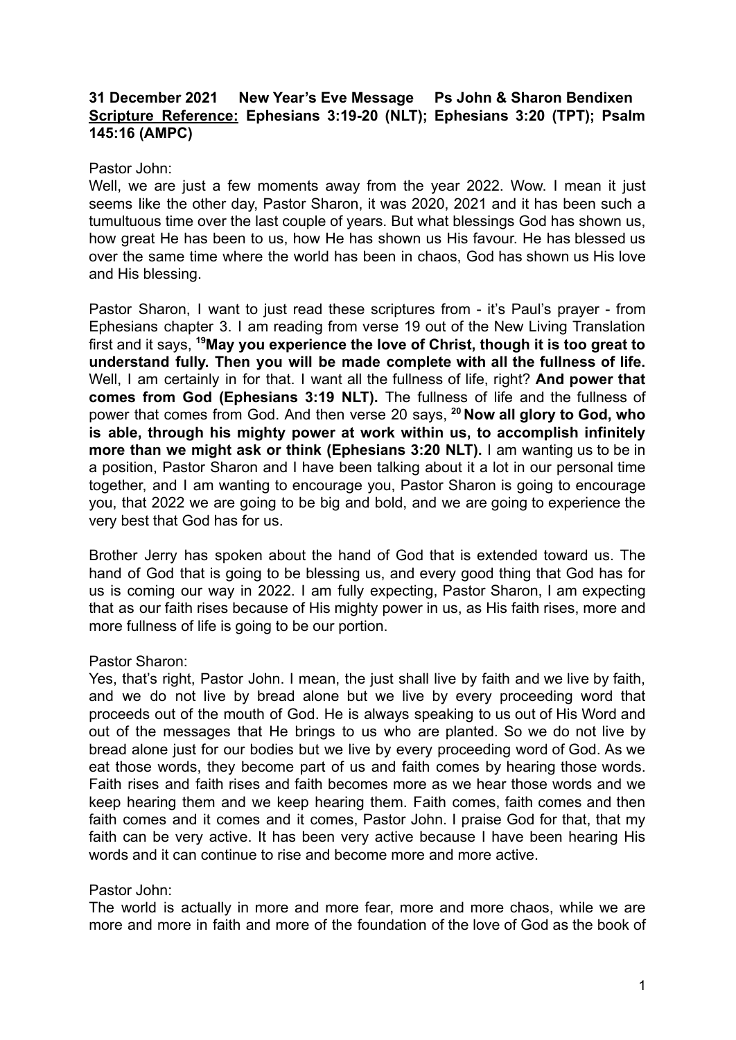**31 December 2021 New Year's Eve Message Ps John & Sharon Bendixen**
**<u>Scripture Reference:</u> Ephesians 3:19-20 (NLT); Ephesians 3:20 (TPT); Psalm 145:16 (AMPC)**

Pastor John:
Well, we are just a few moments away from the year 2022. Wow. I mean it just seems like the other day, Pastor Sharon, it was 2020, 2021 and it has been such a tumultuous time over the last couple of years. But what blessings God has shown us, how great He has been to us, how He has shown us His favour. He has blessed us over the same time where the world has been in chaos, God has shown us His love and His blessing.

Pastor Sharon, I want to just read these scriptures from - it's Paul's prayer - from Ephesians chapter 3. I am reading from verse 19 out of the New Living Translation first and it says, [19]**May you experience the love of Christ, though it is too great to understand fully. Then you will be made complete with all the fullness of life.** Well, I am certainly in for that. I want all the fullness of life, right? **And power that comes from God (Ephesians 3:19 NLT).** The fullness of life and the fullness of power that comes from God. And then verse 20 says, [20] **Now all glory to God, who is able, through his mighty power at work within us, to accomplish infinitely more than we might ask or think (Ephesians 3:20 NLT).** I am wanting us to be in a position, Pastor Sharon and I have been talking about it a lot in our personal time together, and I am wanting to encourage you, Pastor Sharon is going to encourage you, that 2022 we are going to be big and bold, and we are going to experience the very best that God has for us.

Brother Jerry has spoken about the hand of God that is extended toward us. The hand of God that is going to be blessing us, and every good thing that God has for us is coming our way in 2022. I am fully expecting, Pastor Sharon, I am expecting that as our faith rises because of His mighty power in us, as His faith rises, more and more fullness of life is going to be our portion.

Pastor Sharon:
Yes, that's right, Pastor John. I mean, the just shall live by faith and we live by faith, and we do not live by bread alone but we live by every proceeding word that proceeds out of the mouth of God. He is always speaking to us out of His Word and out of the messages that He brings to us who are planted. So we do not live by bread alone just for our bodies but we live by every proceeding word of God. As we eat those words, they become part of us and faith comes by hearing those words. Faith rises and faith rises and faith becomes more as we hear those words and we keep hearing them and we keep hearing them. Faith comes, faith comes and then faith comes and it comes and it comes, Pastor John. I praise God for that, that my faith can be very active. It has been very active because I have been hearing His words and it can continue to rise and become more and more active.

Pastor John:
The world is actually in more and more fear, more and more chaos, while we are more and more in faith and more of the foundation of the love of God as the book of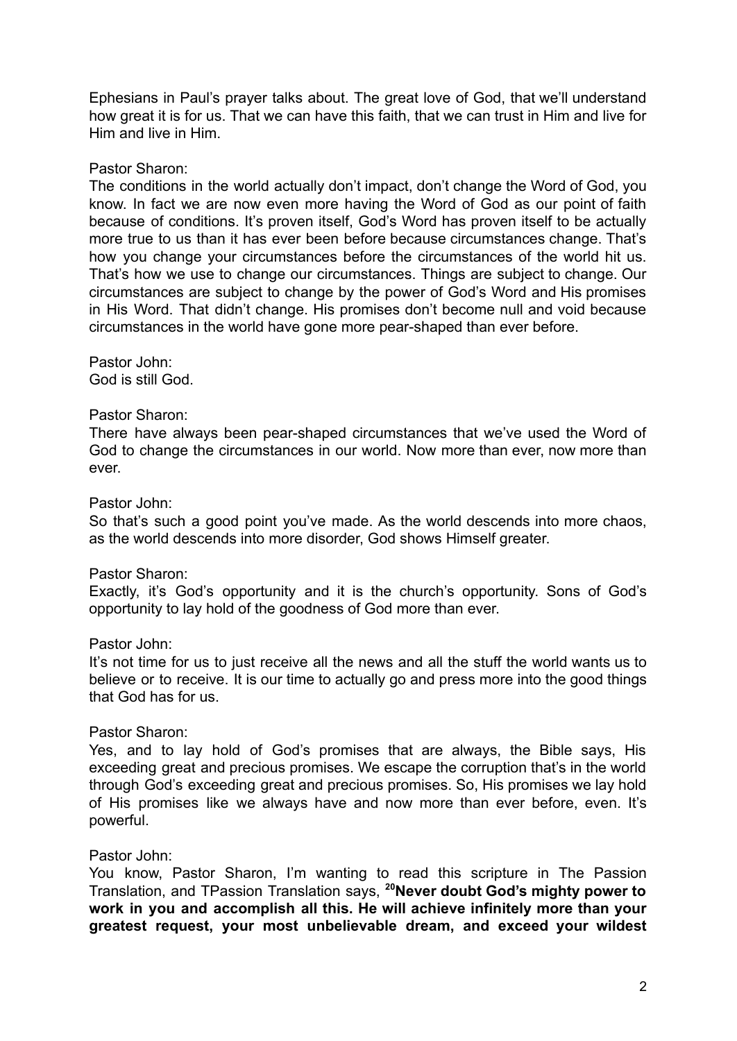Ephesians in Paul's prayer talks about. The great love of God, that we'll understand how great it is for us. That we can have this faith, that we can trust in Him and live for Him and live in Him.

Pastor Sharon:
The conditions in the world actually don't impact, don't change the Word of God, you know. In fact we are now even more having the Word of God as our point of faith because of conditions. It's proven itself, God's Word has proven itself to be actually more true to us than it has ever been before because circumstances change. That's how you change your circumstances before the circumstances of the world hit us. That's how we use to change our circumstances. Things are subject to change. Our circumstances are subject to change by the power of God's Word and His promises in His Word. That didn't change. His promises don't become null and void because circumstances in the world have gone more pear-shaped than ever before.

Pastor John:
God is still God.

Pastor Sharon:
There have always been pear-shaped circumstances that we've used the Word of God to change the circumstances in our world. Now more than ever, now more than ever.

Pastor John:
So that's such a good point you've made. As the world descends into more chaos, as the world descends into more disorder, God shows Himself greater.

Pastor Sharon:
Exactly, it's God's opportunity and it is the church's opportunity. Sons of God's opportunity to lay hold of the goodness of God more than ever.

Pastor John:
It's not time for us to just receive all the news and all the stuff the world wants us to believe or to receive. It is our time to actually go and press more into the good things that God has for us.

Pastor Sharon:
Yes, and to lay hold of God's promises that are always, the Bible says, His exceeding great and precious promises. We escape the corruption that's in the world through God's exceeding great and precious promises. So, His promises we lay hold of His promises like we always have and now more than ever before, even. It's powerful.

Pastor John:
You know, Pastor Sharon, I'm wanting to read this scripture in The Passion Translation, and TPassion Translation says, [20]**Never doubt God's mighty power to work in you and accomplish all this. He will achieve infinitely more than your greatest request, your most unbelievable dream, and exceed your wildest**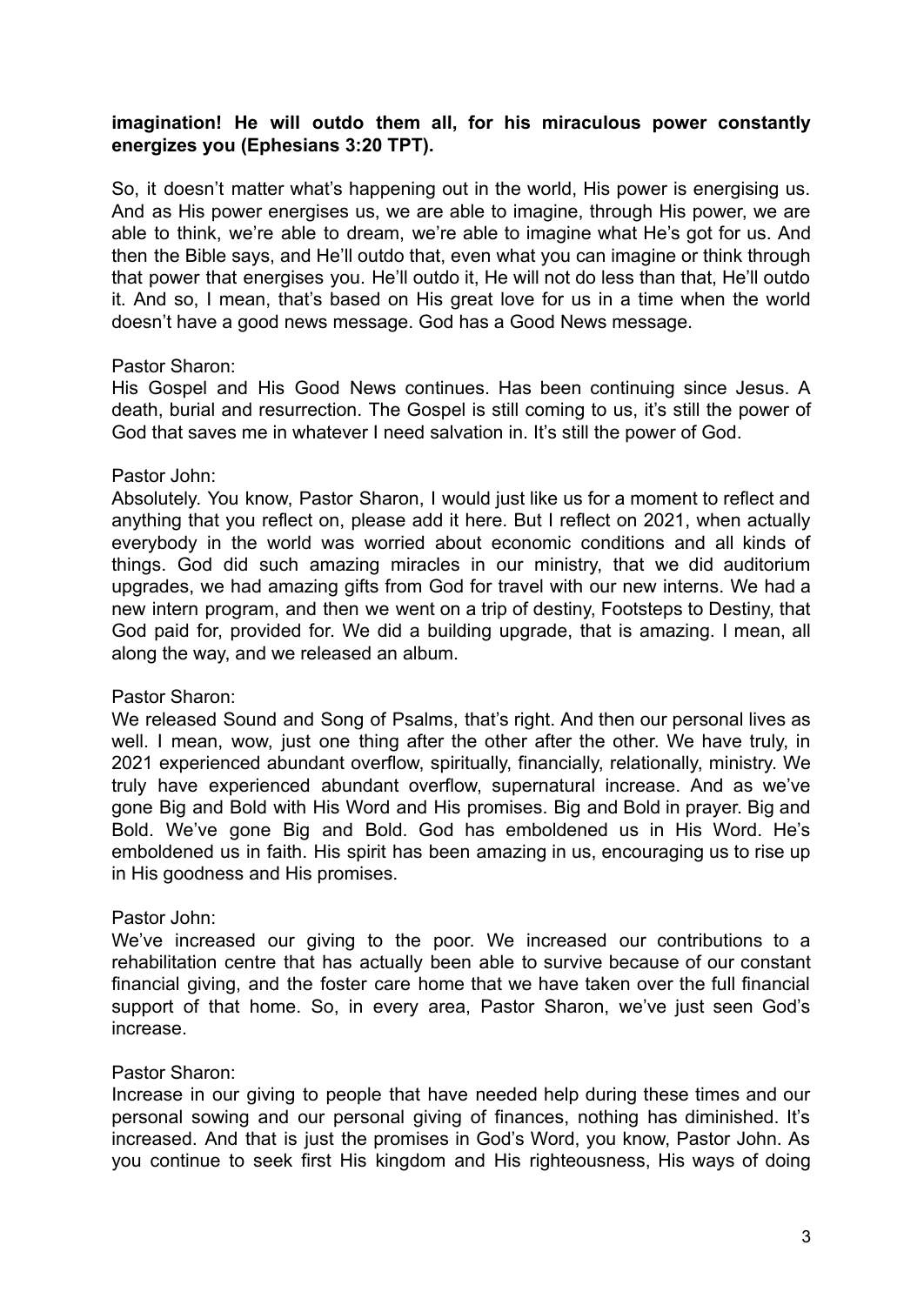**imagination! He will outdo them all, for his miraculous power constantly energizes you (Ephesians 3:20 TPT).**

So, it doesn't matter what's happening out in the world, His power is energising us. And as His power energises us, we are able to imagine, through His power, we are able to think, we're able to dream, we're able to imagine what He's got for us. And then the Bible says, and He'll outdo that, even what you can imagine or think through that power that energises you. He'll outdo it, He will not do less than that, He'll outdo it. And so, I mean, that's based on His great love for us in a time when the world doesn't have a good news message. God has a Good News message.

Pastor Sharon:
His Gospel and His Good News continues. Has been continuing since Jesus. A death, burial and resurrection. The Gospel is still coming to us, it's still the power of God that saves me in whatever I need salvation in. It's still the power of God.

Pastor John:
Absolutely. You know, Pastor Sharon, I would just like us for a moment to reflect and anything that you reflect on, please add it here. But I reflect on 2021, when actually everybody in the world was worried about economic conditions and all kinds of things. God did such amazing miracles in our ministry, that we did auditorium upgrades, we had amazing gifts from God for travel with our new interns. We had a new intern program, and then we went on a trip of destiny, Footsteps to Destiny, that God paid for, provided for. We did a building upgrade, that is amazing. I mean, all along the way, and we released an album.

Pastor Sharon:
We released Sound and Song of Psalms, that's right. And then our personal lives as well. I mean, wow, just one thing after the other after the other. We have truly, in 2021 experienced abundant overflow, spiritually, financially, relationally, ministry. We truly have experienced abundant overflow, supernatural increase. And as we've gone Big and Bold with His Word and His promises. Big and Bold in prayer. Big and Bold. We've gone Big and Bold. God has emboldened us in His Word. He's emboldened us in faith. His spirit has been amazing in us, encouraging us to rise up in His goodness and His promises.

Pastor John:
We've increased our giving to the poor. We increased our contributions to a rehabilitation centre that has actually been able to survive because of our constant financial giving, and the foster care home that we have taken over the full financial support of that home. So, in every area, Pastor Sharon, we've just seen God's increase.

Pastor Sharon:
Increase in our giving to people that have needed help during these times and our personal sowing and our personal giving of finances, nothing has diminished. It's increased. And that is just the promises in God's Word, you know, Pastor John. As you continue to seek first His kingdom and His righteousness, His ways of doing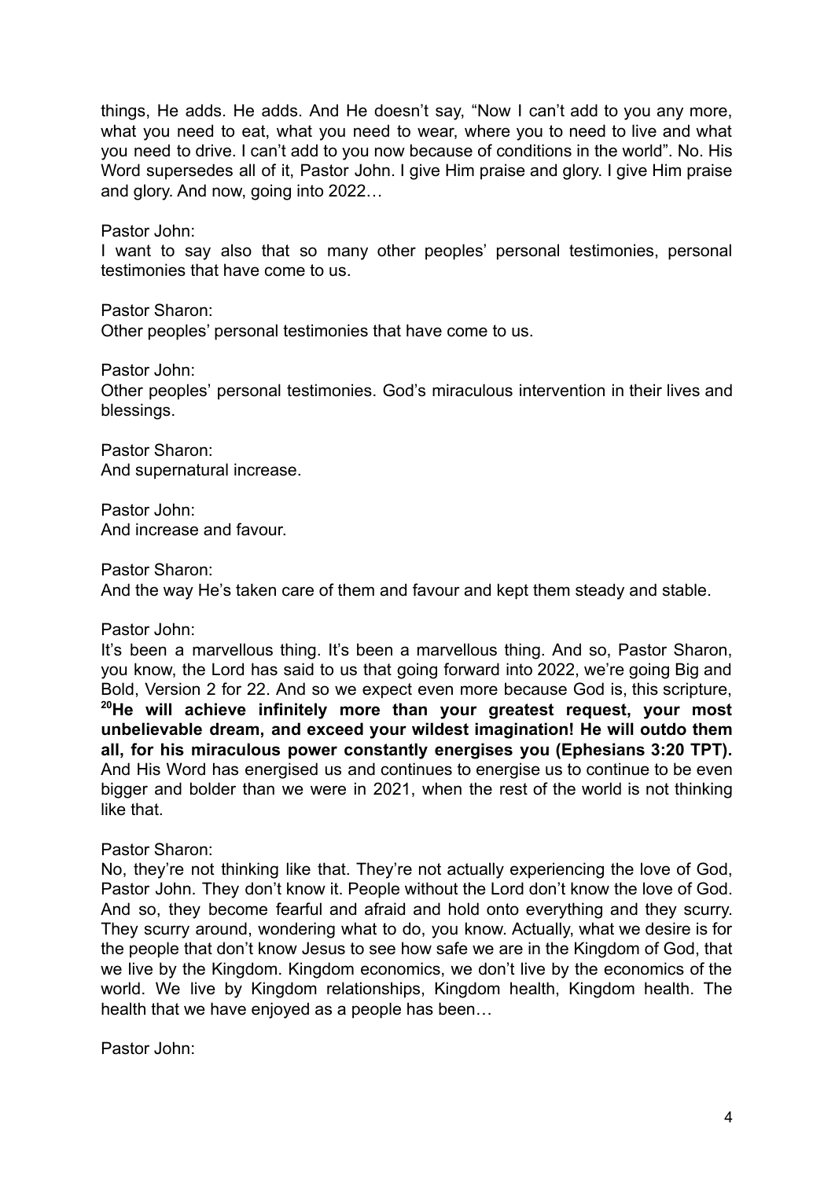things, He adds. He adds. And He doesn't say, "Now I can't add to you any more, what you need to eat, what you need to wear, where you to need to live and what you need to drive. I can't add to you now because of conditions in the world". No. His Word supersedes all of it, Pastor John. I give Him praise and glory. I give Him praise and glory. And now, going into 2022…

Pastor John:
I want to say also that so many other peoples' personal testimonies, personal testimonies that have come to us.

Pastor Sharon:
Other peoples' personal testimonies that have come to us.

Pastor John:
Other peoples' personal testimonies. God's miraculous intervention in their lives and blessings.

Pastor Sharon:
And supernatural increase.

Pastor John:
And increase and favour.

Pastor Sharon:
And the way He's taken care of them and favour and kept them steady and stable.

Pastor John:
It's been a marvellous thing. It's been a marvellous thing. And so, Pastor Sharon, you know, the Lord has said to us that going forward into 2022, we're going Big and Bold, Version 2 for 22. And so we expect even more because God is, this scripture, **[20]He will achieve infinitely more than your greatest request, your most unbelievable dream, and exceed your wildest imagination! He will outdo them all, for his miraculous power constantly energises you (Ephesians 3:20 TPT).** And His Word has energised us and continues to energise us to continue to be even bigger and bolder than we were in 2021, when the rest of the world is not thinking like that.

Pastor Sharon:
No, they're not thinking like that. They're not actually experiencing the love of God, Pastor John. They don't know it. People without the Lord don't know the love of God. And so, they become fearful and afraid and hold onto everything and they scurry. They scurry around, wondering what to do, you know. Actually, what we desire is for the people that don't know Jesus to see how safe we are in the Kingdom of God, that we live by the Kingdom. Kingdom economics, we don't live by the economics of the world. We live by Kingdom relationships, Kingdom health, Kingdom health. The health that we have enjoyed as a people has been…

Pastor John: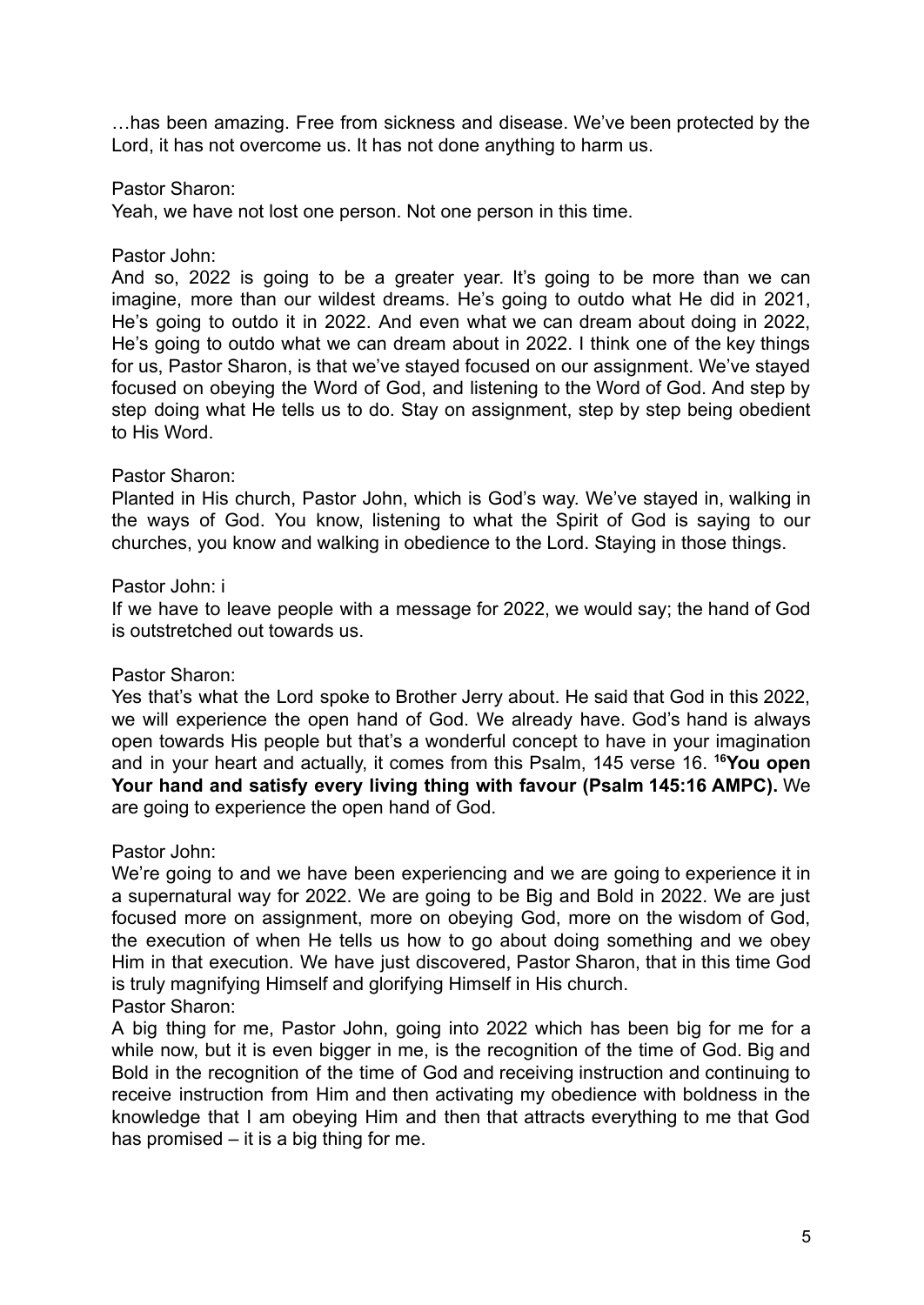…has been amazing. Free from sickness and disease. We've been protected by the Lord, it has not overcome us. It has not done anything to harm us.

Pastor Sharon:
Yeah, we have not lost one person. Not one person in this time.

Pastor John:
And so, 2022 is going to be a greater year. It's going to be more than we can imagine, more than our wildest dreams. He's going to outdo what He did in 2021, He's going to outdo it in 2022. And even what we can dream about doing in 2022, He's going to outdo what we can dream about in 2022. I think one of the key things for us, Pastor Sharon, is that we've stayed focused on our assignment. We've stayed focused on obeying the Word of God, and listening to the Word of God. And step by step doing what He tells us to do. Stay on assignment, step by step being obedient to His Word.

Pastor Sharon:
Planted in His church, Pastor John, which is God's way. We've stayed in, walking in the ways of God. You know, listening to what the Spirit of God is saying to our churches, you know and walking in obedience to the Lord. Staying in those things.

Pastor John: i
If we have to leave people with a message for 2022, we would say; the hand of God is outstretched out towards us.

Pastor Sharon:
Yes that's what the Lord spoke to Brother Jerry about. He said that God in this 2022, we will experience the open hand of God. We already have. God's hand is always open towards His people but that's a wonderful concept to have in your imagination and in your heart and actually, it comes from this Psalm, 145 verse 16. **[16]You open Your hand and satisfy every living thing with favour (Psalm 145:16 AMPC).** We are going to experience the open hand of God.

Pastor John:
We're going to and we have been experiencing and we are going to experience it in a supernatural way for 2022. We are going to be Big and Bold in 2022. We are just focused more on assignment, more on obeying God, more on the wisdom of God, the execution of when He tells us how to go about doing something and we obey Him in that execution. We have just discovered, Pastor Sharon, that in this time God is truly magnifying Himself and glorifying Himself in His church.

Pastor Sharon:
A big thing for me, Pastor John, going into 2022 which has been big for me for a while now, but it is even bigger in me, is the recognition of the time of God. Big and Bold in the recognition of the time of God and receiving instruction and continuing to receive instruction from Him and then activating my obedience with boldness in the knowledge that I am obeying Him and then that attracts everything to me that God has promised – it is a big thing for me.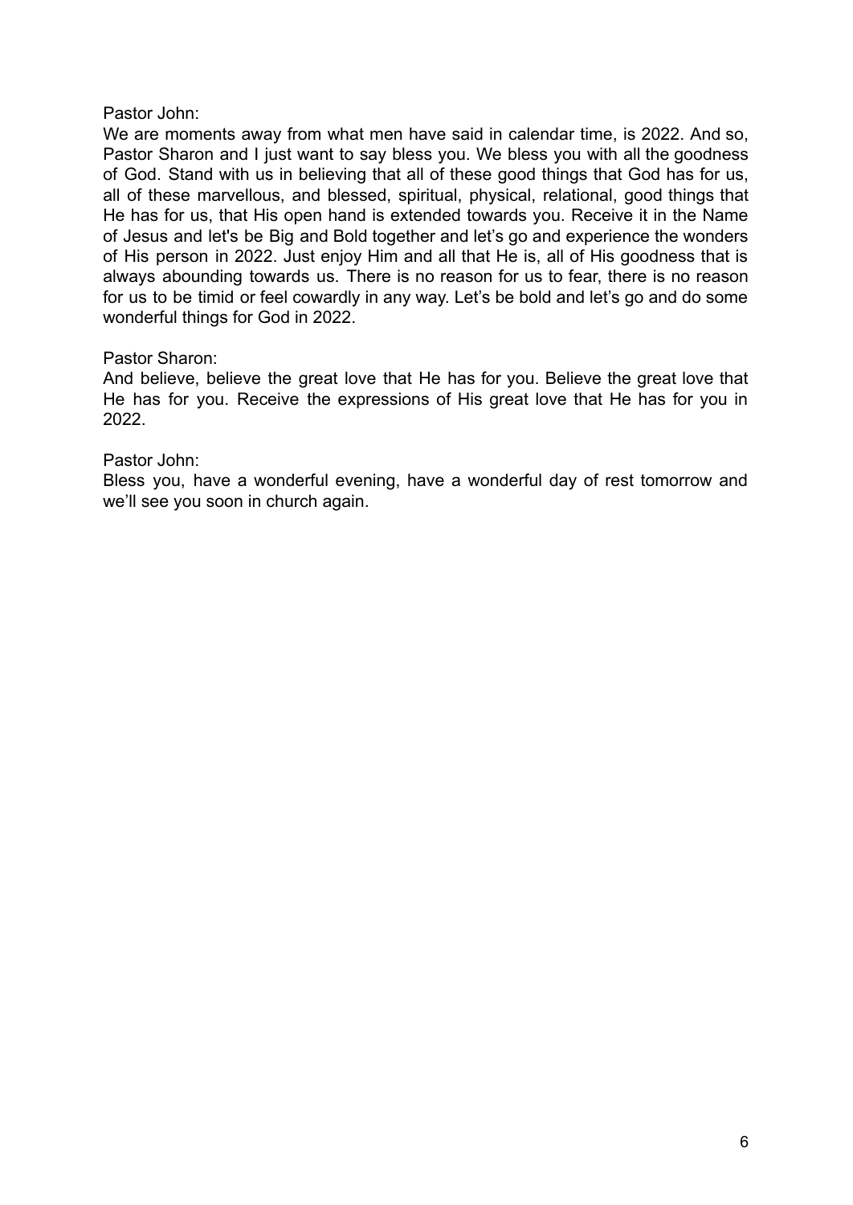Pastor John:

We are moments away from what men have said in calendar time, is 2022. And so, Pastor Sharon and I just want to say bless you. We bless you with all the goodness of God. Stand with us in believing that all of these good things that God has for us, all of these marvellous, and blessed, spiritual, physical, relational, good things that He has for us, that His open hand is extended towards you. Receive it in the Name of Jesus and let's be Big and Bold together and let's go and experience the wonders of His person in 2022. Just enjoy Him and all that He is, all of His goodness that is always abounding towards us. There is no reason for us to fear, there is no reason for us to be timid or feel cowardly in any way. Let's be bold and let's go and do some wonderful things for God in 2022.

Pastor Sharon:

And believe, believe the great love that He has for you. Believe the great love that He has for you. Receive the expressions of His great love that He has for you in 2022.

Pastor John:

Bless you, have a wonderful evening, have a wonderful day of rest tomorrow and we'll see you soon in church again.